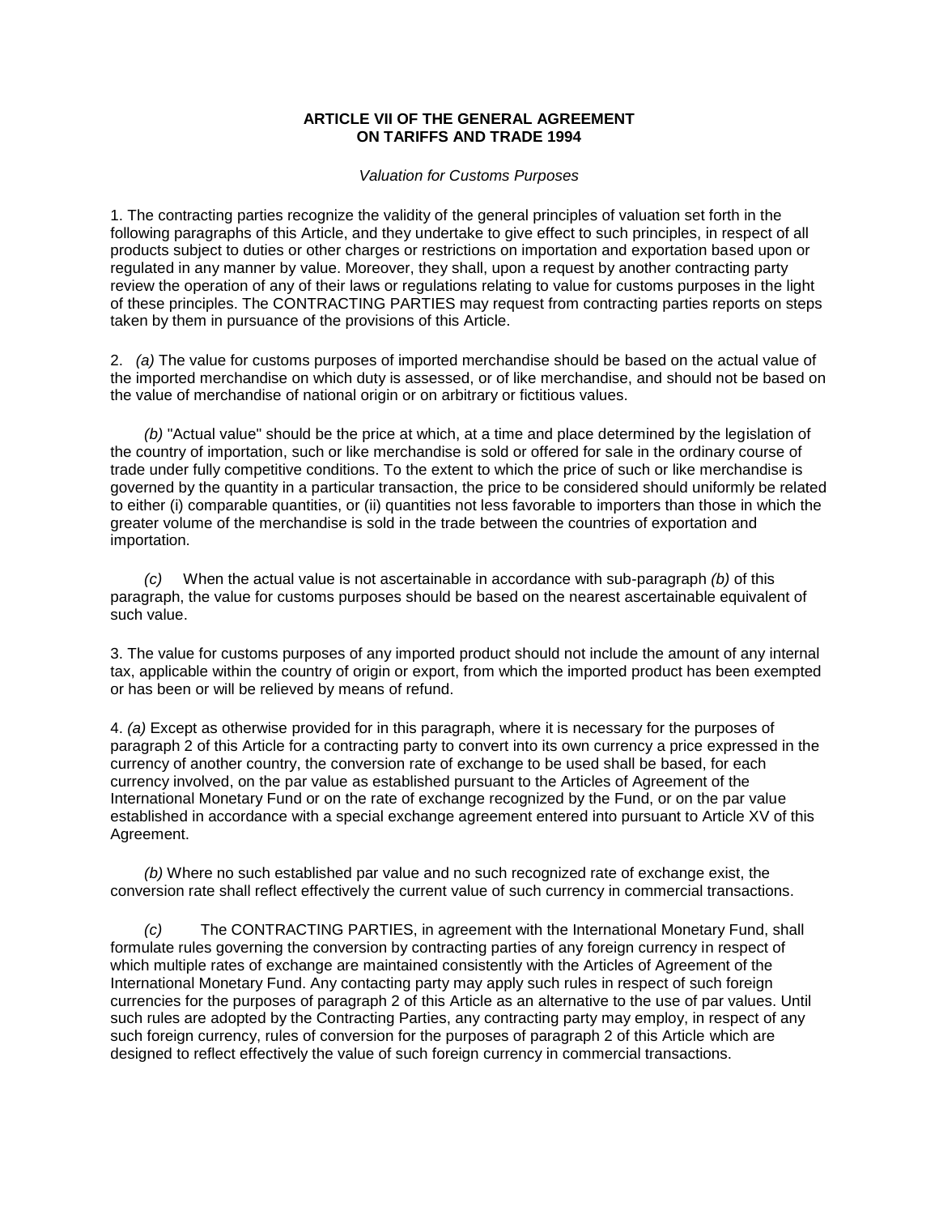# ARTICLE VII OF THE GENERAL AGREEMENT ON TARIFFS AND TRADE 1994

*Valuation for Customs Purposes*

1. The contracting parties recognize the validity of the general principles of valuation set forth in the following paragraphs of this Article, and they undertake to give effect to such principles, in respect of all products subject to duties or other charges or restrictions on importation and exportation based upon or regulated in any manner by value. Moreover, they shall, upon a request by another contracting party review the operation of any of their laws or regulations relating to value for customs purposes in the light of these principles. The CONTRACTING PARTIES may request from contracting parties reports on steps taken by them in pursuance of the provisions of this Article.

2. *(a)* The value for customs purposes of imported merchandise should be based on the actual value of the imported merchandise on which duty is assessed, or of like merchandise, and should not be based on the value of merchandise of national origin or on arbitrary or fictitious values.

*(b)* "Actual value" should be the price at which, at a time and place determined by the legislation of the country of importation, such or like merchandise is sold or offered for sale in the ordinary course of trade under fully competitive conditions. To the extent to which the price of such or like merchandise is governed by the quantity in a particular transaction, the price to be considered should uniformly be related to either (i) comparable quantities, or (ii) quantities not less favorable to importers than those in which the greater volume of the merchandise is sold in the trade between the countries of exportation and importation.

*(c)* When the actual value is not ascertainable in accordance with sub-paragraph *(b)* of this paragraph, the value for customs purposes should be based on the nearest ascertainable equivalent of such value.

3. The value for customs purposes of any imported product should not include the amount of any internal tax, applicable within the country of origin or export, from which the imported product has been exempted or has been or will be relieved by means of refund.

4. *(a)* Except as otherwise provided for in this paragraph, where it is necessary for the purposes of paragraph 2 of this Article for a contracting party to convert into its own currency a price expressed in the currency of another country, the conversion rate of exchange to be used shall be based, for each currency involved, on the par value as established pursuant to the Articles of Agreement of the International Monetary Fund or on the rate of exchange recognized by the Fund, or on the par value established in accordance with a special exchange agreement entered into pursuant to Article XV of this Agreement.

*(b)* Where no such established par value and no such recognized rate of exchange exist, the conversion rate shall reflect effectively the current value of such currency in commercial transactions.

*(c)* The CONTRACTING PARTIES, in agreement with the International Monetary Fund, shall formulate rules governing the conversion by contracting parties of any foreign currency in respect of which multiple rates of exchange are maintained consistently with the Articles of Agreement of the International Monetary Fund. Any contacting party may apply such rules in respect of such foreign currencies for the purposes of paragraph 2 of this Article as an alternative to the use of par values. Until such rules are adopted by the Contracting Parties, any contracting party may employ, in respect of any such foreign currency, rules of conversion for the purposes of paragraph 2 of this Article which are designed to reflect effectively the value of such foreign currency in commercial transactions.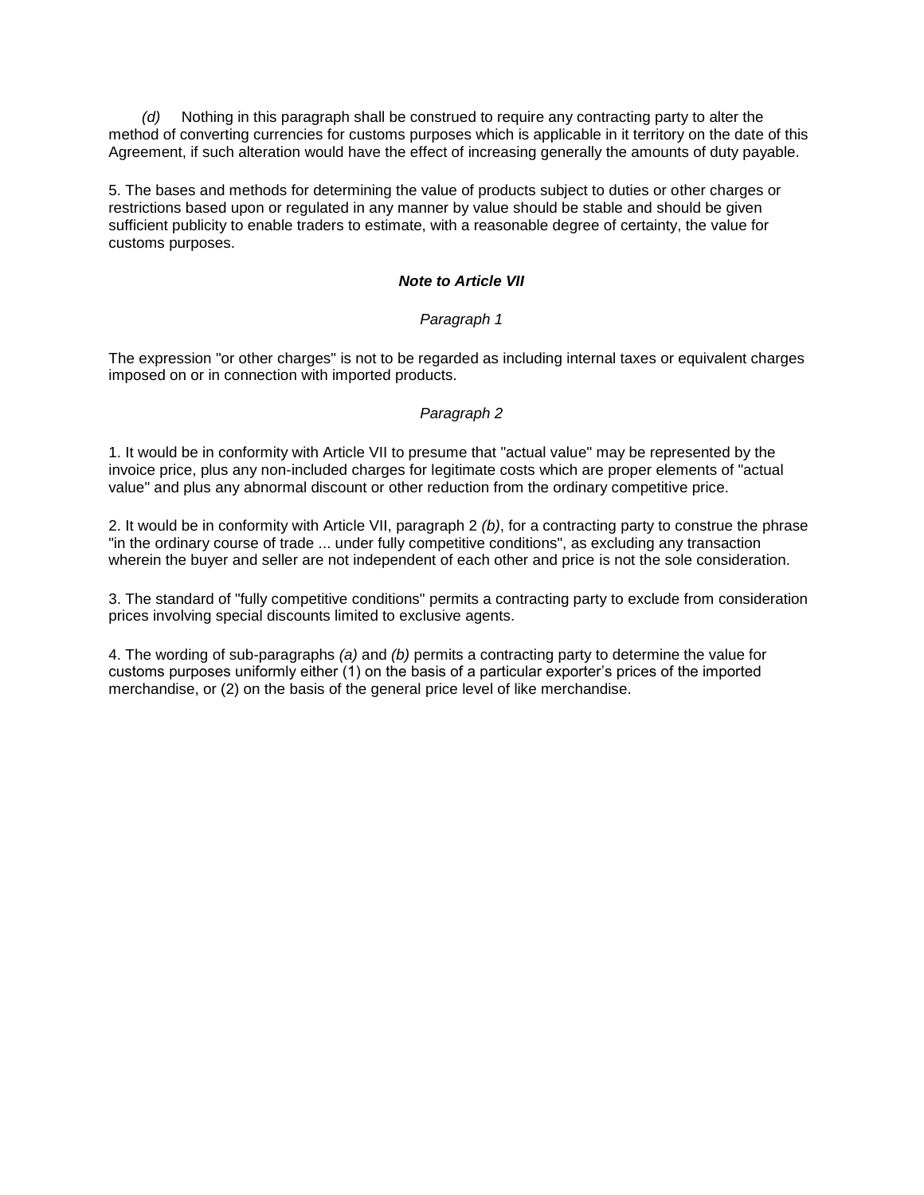*(d)* Nothing in this paragraph shall be construed to require any contracting party to alter the method of converting currencies for customs purposes which is applicable in it territory on the date of this Agreement, if such alteration would have the effect of increasing generally the amounts of duty payable.

5. The bases and methods for determining the value of products subject to duties or other charges or restrictions based upon or regulated in any manner by value should be stable and should be given sufficient publicity to enable traders to estimate, with a reasonable degree of certainty, the value for customs purposes.

## ***Note to Article VII***

*Paragraph 1*

The expression "or other charges" is not to be regarded as including internal taxes or equivalent charges imposed on or in connection with imported products.

*Paragraph 2*

1. It would be in conformity with Article VII to presume that "actual value" may be represented by the invoice price, plus any non-included charges for legitimate costs which are proper elements of "actual value" and plus any abnormal discount or other reduction from the ordinary competitive price.

2. It would be in conformity with Article VII, paragraph 2 *(b)*, for a contracting party to construe the phrase "in the ordinary course of trade ... under fully competitive conditions", as excluding any transaction wherein the buyer and seller are not independent of each other and price is not the sole consideration.

3. The standard of "fully competitive conditions" permits a contracting party to exclude from consideration prices involving special discounts limited to exclusive agents.

4. The wording of sub-paragraphs *(a)* and *(b)* permits a contracting party to determine the value for customs purposes uniformly either (1) on the basis of a particular exporter's prices of the imported merchandise, or (2) on the basis of the general price level of like merchandise.